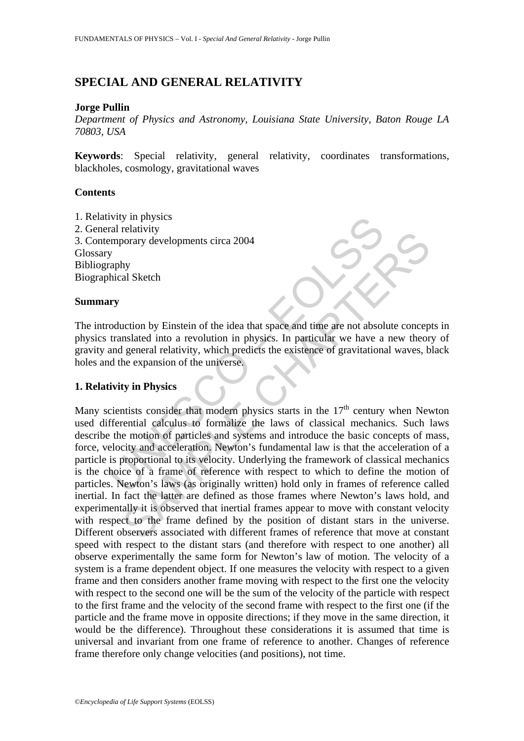# SPECIAL AND GENERAL RELATIVITY

**Jorge Pullin**

*Department of Physics and Astronomy, Louisiana State University, Baton Rouge LA 70803, USA*

**Keywords**: Special relativity, general relativity, coordinates transformations, blackholes, cosmology, gravitational waves

## Contents

1. Relativity in physics
2. General relativity
3. Contemporary developments circa 2004

Glossary
Bibliography
Biographical Sketch

## Summary

The introduction by Einstein of the idea that space and time are not absolute concepts in physics translated into a revolution in physics. In particular we have a new theory of gravity and general relativity, which predicts the existence of gravitational waves, black holes and the expansion of the universe.

## 1. Relativity in Physics

Many scientists consider that modern physics starts in the $17^{th}$ century when Newton used differential calculus to formalize the laws of classical mechanics. Such laws describe the motion of particles and systems and introduce the basic concepts of mass, force, velocity and acceleration. Newton's fundamental law is that the acceleration of a particle is proportional to its velocity. Underlying the framework of classical mechanics is the choice of a frame of reference with respect to which to define the motion of particles. Newton's laws (as originally written) hold only in frames of reference called inertial. In fact the latter are defined as those frames where Newton's laws hold, and experimentally it is observed that inertial frames appear to move with constant velocity with respect to the frame defined by the position of distant stars in the universe. Different observers associated with different frames of reference that move at constant speed with respect to the distant stars (and therefore with respect to one another) all observe experimentally the same form for Newton's law of motion. The velocity of a system is a frame dependent object. If one measures the velocity with respect to a given frame and then considers another frame moving with respect to the first one the velocity with respect to the second one will be the sum of the velocity of the particle with respect to the first frame and the velocity of the second frame with respect to the first one (if the particle and the frame move in opposite directions; if they move in the same direction, it would be the difference). Throughout these considerations it is assumed that time is universal and invariant from one frame of reference to another. Changes of reference frame therefore only change velocities (and positions), not time.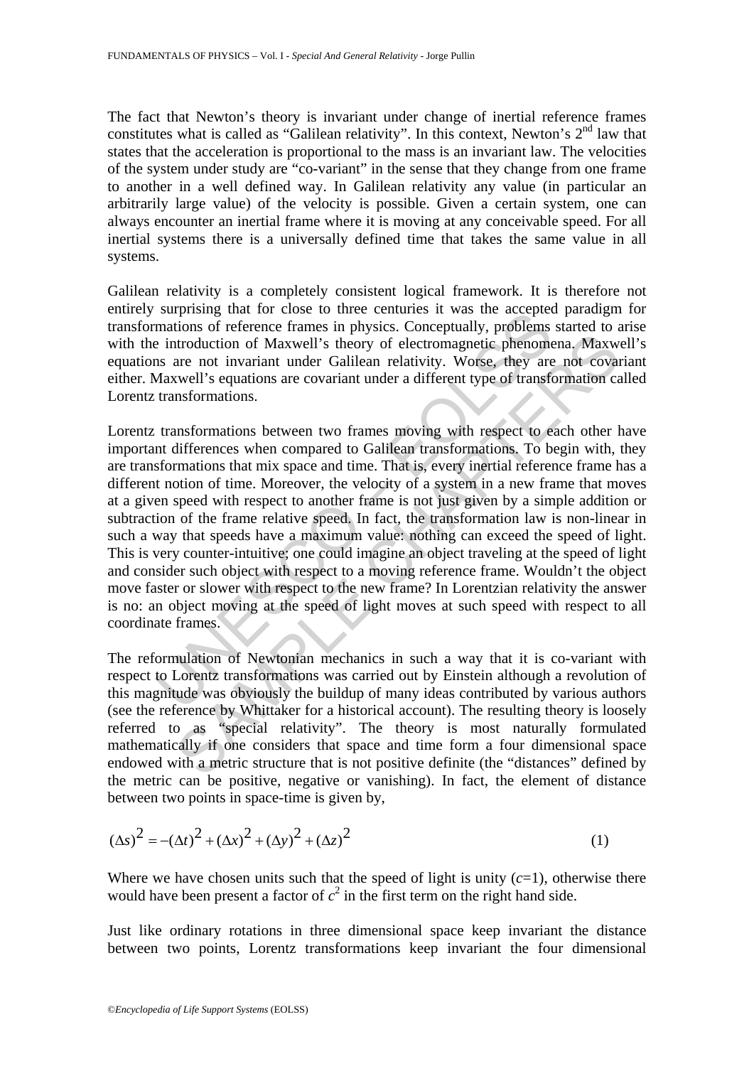The fact that Newton's theory is invariant under change of inertial reference frames constitutes what is called as "Galilean relativity". In this context, Newton's 2nd law that states that the acceleration is proportional to the mass is an invariant law. The velocities of the system under study are "co-variant" in the sense that they change from one frame to another in a well defined way. In Galilean relativity any value (in particular an arbitrarily large value) of the velocity is possible. Given a certain system, one can always encounter an inertial frame where it is moving at any conceivable speed. For all inertial systems there is a universally defined time that takes the same value in all systems.

Galilean relativity is a completely consistent logical framework. It is therefore not entirely surprising that for close to three centuries it was the accepted paradigm for transformations of reference frames in physics. Conceptually, problems started to arise with the introduction of Maxwell's theory of electromagnetic phenomena. Maxwell's equations are not invariant under Galilean relativity. Worse, they are not covariant either. Maxwell's equations are covariant under a different type of transformation called Lorentz transformations.

Lorentz transformations between two frames moving with respect to each other have important differences when compared to Galilean transformations. To begin with, they are transformations that mix space and time. That is, every inertial reference frame has a different notion of time. Moreover, the velocity of a system in a new frame that moves at a given speed with respect to another frame is not just given by a simple addition or subtraction of the frame relative speed. In fact, the transformation law is non-linear in such a way that speeds have a maximum value: nothing can exceed the speed of light. This is very counter-intuitive; one could imagine an object traveling at the speed of light and consider such object with respect to a moving reference frame. Wouldn't the object move faster or slower with respect to the new frame? In Lorentzian relativity the answer is no: an object moving at the speed of light moves at such speed with respect to all coordinate frames.

The reformulation of Newtonian mechanics in such a way that it is co-variant with respect to Lorentz transformations was carried out by Einstein although a revolution of this magnitude was obviously the buildup of many ideas contributed by various authors (see the reference by Whittaker for a historical account). The resulting theory is loosely referred to as "special relativity". The theory is most naturally formulated mathematically if one considers that space and time form a four dimensional space endowed with a metric structure that is not positive definite (the "distances" defined by the metric can be positive, negative or vanishing). In fact, the element of distance between two points in space-time is given by,

$$(\Delta s)^2 = -(\Delta t)^2 + (\Delta x)^2 + (\Delta y)^2 + (\Delta z)^2 \qquad (1)$$

Where we have chosen units such that the speed of light is unity ($c$=1), otherwise there would have been present a factor of $c^2$ in the first term on the right hand side.

Just like ordinary rotations in three dimensional space keep invariant the distance between two points, Lorentz transformations keep invariant the four dimensional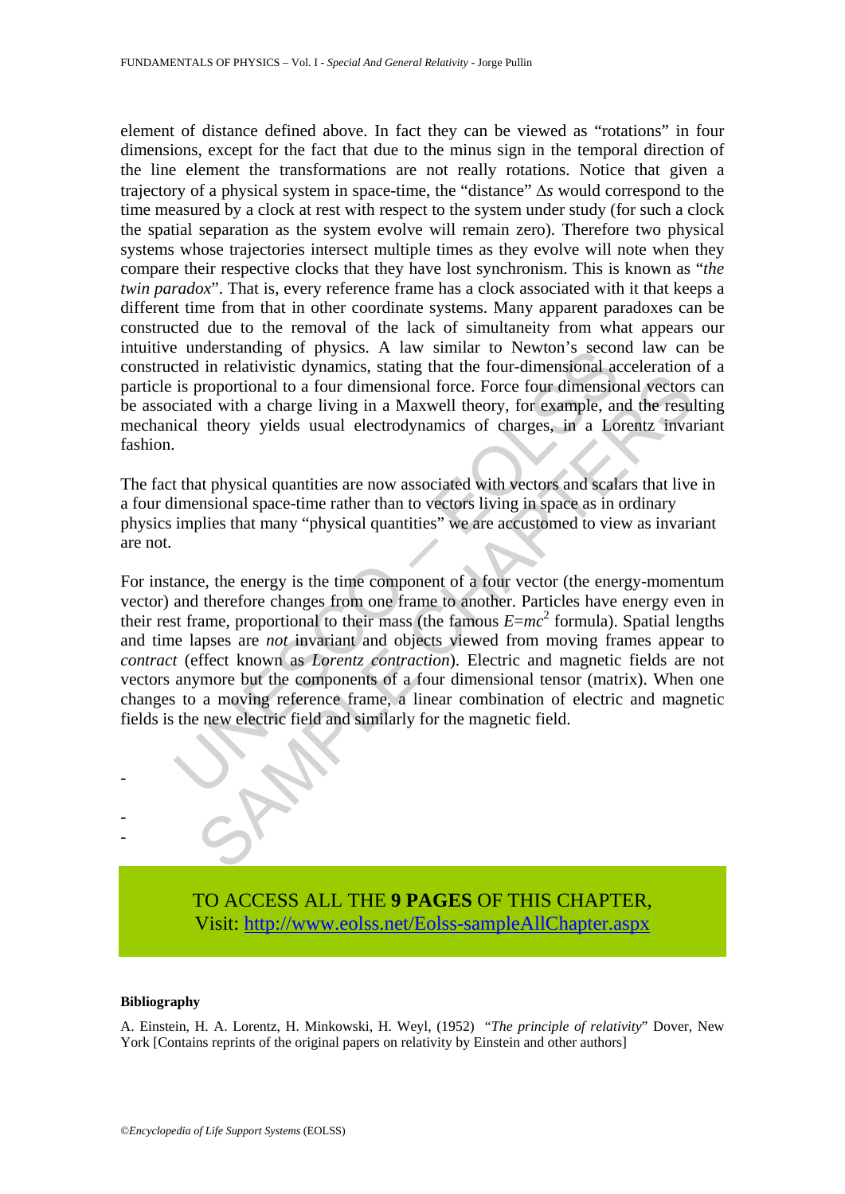element of distance defined above. In fact they can be viewed as "rotations" in four dimensions, except for the fact that due to the minus sign in the temporal direction of the line element the transformations are not really rotations. Notice that given a trajectory of a physical system in space-time, the "distance" $\Delta s$ would correspond to the time measured by a clock at rest with respect to the system under study (for such a clock the spatial separation as the system evolve will remain zero). Therefore two physical systems whose trajectories intersect multiple times as they evolve will note when they compare their respective clocks that they have lost synchronism. This is known as "*the twin paradox*". That is, every reference frame has a clock associated with it that keeps a different time from that in other coordinate systems. Many apparent paradoxes can be constructed due to the removal of the lack of simultaneity from what appears our intuitive understanding of physics. A law similar to Newton's second law can be constructed in relativistic dynamics, stating that the four-dimensional acceleration of a particle is proportional to a four dimensional force. Force four dimensional vectors can be associated with a charge living in a Maxwell theory, for example, and the resulting mechanical theory yields usual electrodynamics of charges, in a Lorentz invariant fashion.

The fact that physical quantities are now associated with vectors and scalars that live in a four dimensional space-time rather than to vectors living in space as in ordinary physics implies that many "physical quantities" we are accustomed to view as invariant are not.

For instance, the energy is the time component of a four vector (the energy-momentum vector) and therefore changes from one frame to another. Particles have energy even in their rest frame, proportional to their mass (the famous $E=mc^2$ formula). Spatial lengths and time lapses are *not* invariant and objects viewed from moving frames appear to *contract* (effect known as *Lorentz contraction*). Electric and magnetic fields are not vectors anymore but the components of a four dimensional tensor (matrix). When one changes to a moving reference frame, a linear combination of electric and magnetic fields is the new electric field and similarly for the magnetic field.

-

-
-

TO ACCESS ALL THE **9 PAGES** OF THIS CHAPTER,
Visit: http://www.eolss.net/Eolss-sampleAllChapter.aspx

**Bibliography**

A. Einstein, H. A. Lorentz, H. Minkowski, H. Weyl, (1952) "*The principle of relativity*" Dover, New York [Contains reprints of the original papers on relativity by Einstein and other authors]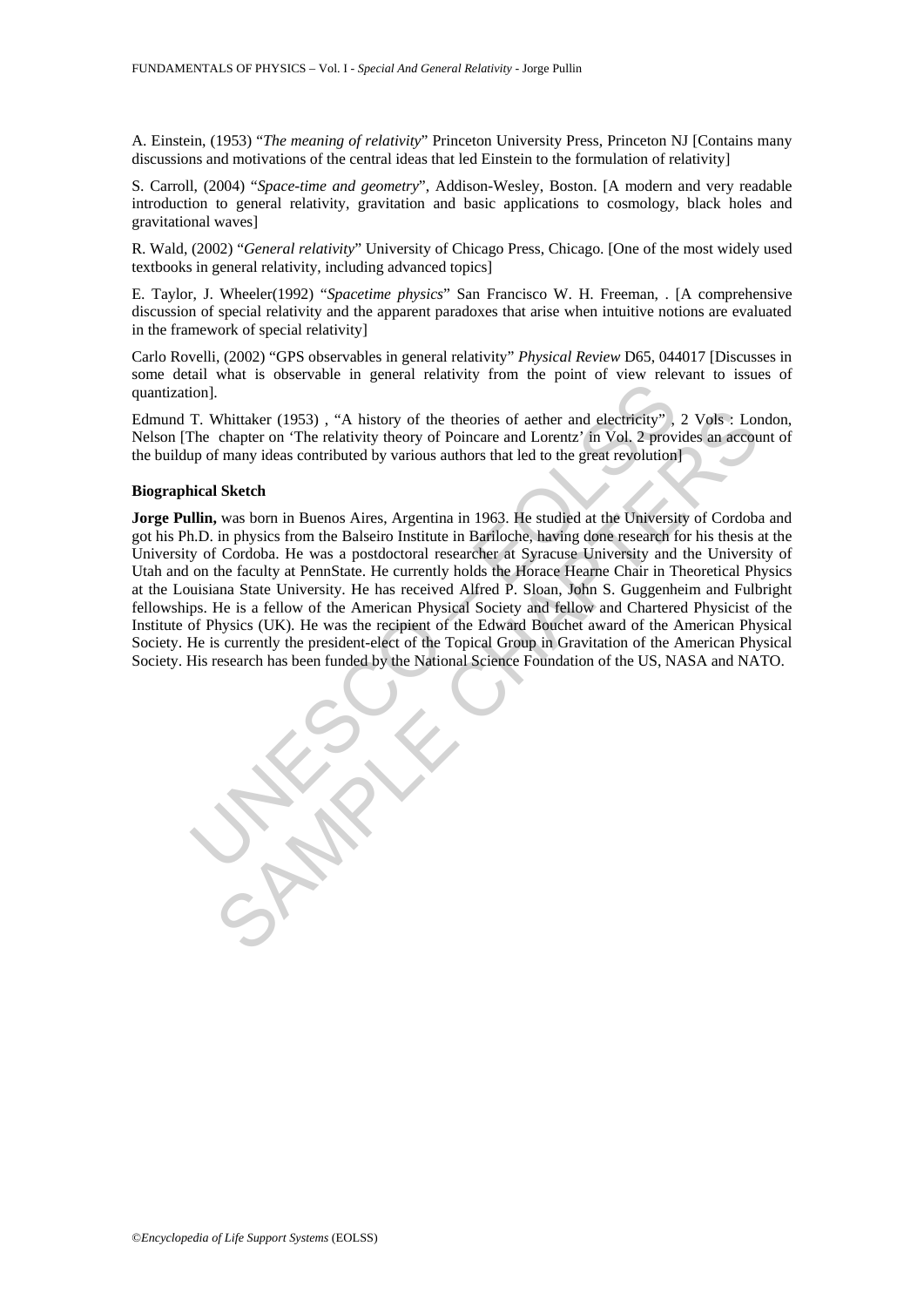A. Einstein, (1953) "*The meaning of relativity*" Princeton University Press, Princeton NJ [Contains many discussions and motivations of the central ideas that led Einstein to the formulation of relativity]

S. Carroll, (2004) "*Space-time and geometry*", Addison-Wesley, Boston. [A modern and very readable introduction to general relativity, gravitation and basic applications to cosmology, black holes and gravitational waves]

R. Wald, (2002) "*General relativity*" University of Chicago Press, Chicago. [One of the most widely used textbooks in general relativity, including advanced topics]

E. Taylor, J. Wheeler(1992) "*Spacetime physics*" San Francisco W. H. Freeman, . [A comprehensive discussion of special relativity and the apparent paradoxes that arise when intuitive notions are evaluated in the framework of special relativity]

Carlo Rovelli, (2002) "GPS observables in general relativity" *Physical Review* D65, 044017 [Discusses in some detail what is observable in general relativity from the point of view relevant to issues of quantization].

Edmund T. Whittaker (1953) , "A history of the theories of aether and electricity" , 2 Vols : London, Nelson [The chapter on 'The relativity theory of Poincare and Lorentz' in Vol. 2 provides an account of the buildup of many ideas contributed by various authors that led to the great revolution]

**Biographical Sketch**

**Jorge Pullin,** was born in Buenos Aires, Argentina in 1963. He studied at the University of Cordoba and got his Ph.D. in physics from the Balseiro Institute in Bariloche, having done research for his thesis at the University of Cordoba. He was a postdoctoral researcher at Syracuse University and the University of Utah and on the faculty at PennState. He currently holds the Horace Hearne Chair in Theoretical Physics at the Louisiana State University. He has received Alfred P. Sloan, John S. Guggenheim and Fulbright fellowships. He is a fellow of the American Physical Society and fellow and Chartered Physicist of the Institute of Physics (UK). He was the recipient of the Edward Bouchet award of the American Physical Society. He is currently the president-elect of the Topical Group in Gravitation of the American Physical Society. His research has been funded by the National Science Foundation of the US, NASA and NATO.